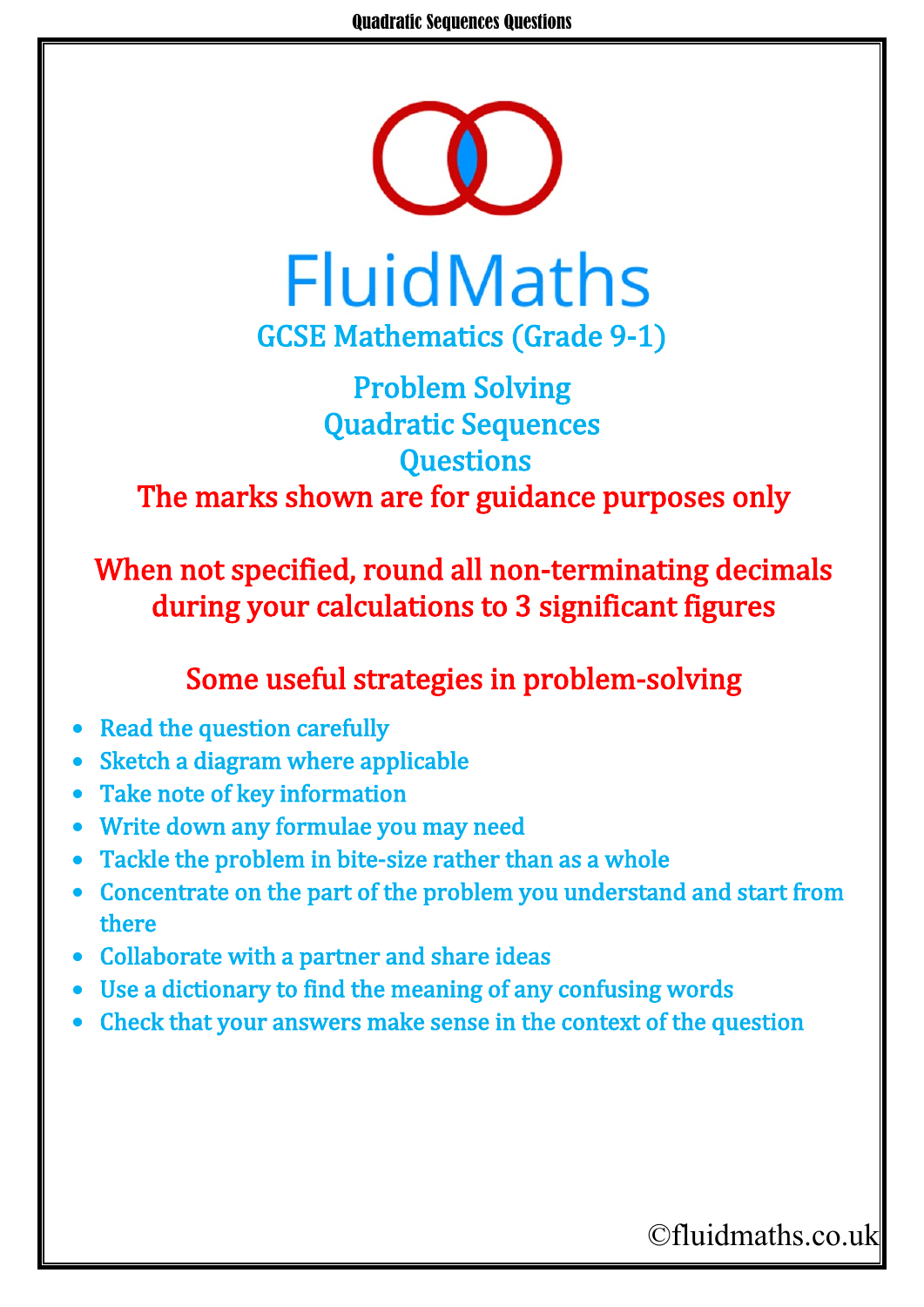# FluidMaths

## GCSE Mathematics (Grade 9-1)

## Problem Solving
## Quadratic Sequences
## Questions

**The marks shown are for guidance purposes only**

**When not specified, round all non-terminating decimals during your calculations to 3 significant figures**

### Some useful strategies in problem-solving

- Read the question carefully
- Sketch a diagram where applicable
- Take note of key information
- Write down any formulae you may need
- Tackle the problem in bite-size rather than as a whole
- Concentrate on the part of the problem you understand and start from there
- Collaborate with a partner and share ideas
- Use a dictionary to find the meaning of any confusing words
- Check that your answers make sense in the context of the question

©fluidmaths.co.uk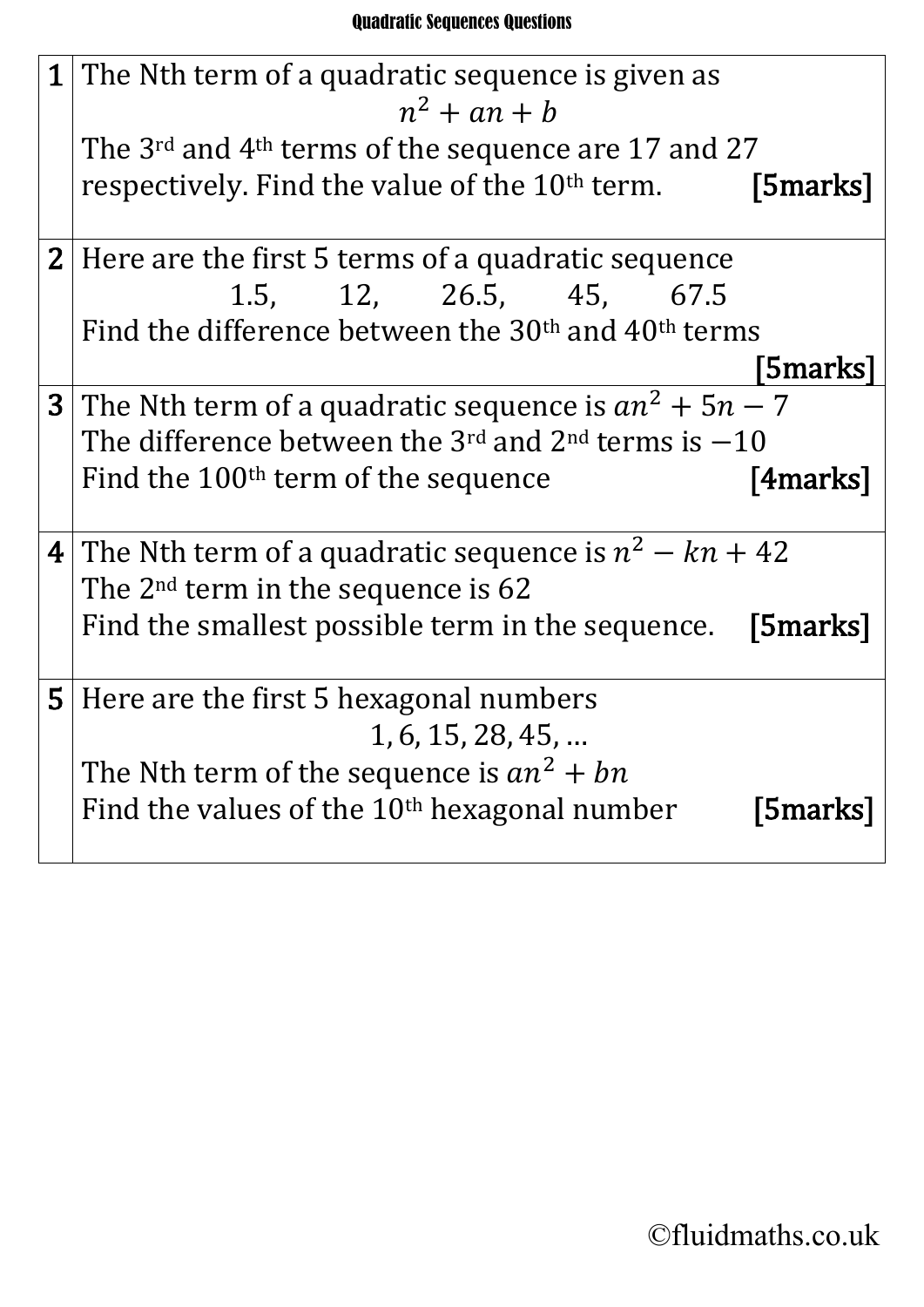# Quadratic Sequences Questions

| | |
|---|---|
| **1** | The Nth term of a quadratic sequence is given as $$n^2 + an + b$$ The 3rd and 4th terms of the sequence are 17 and 27 respectively. Find the value of the 10th term. **[5marks]** |
| **2** | Here are the first 5 terms of a quadratic sequence 1.5, 12, 26.5, 45, 67.5 Find the difference between the 30th and 40th terms **[5marks]** |
| **3** | The Nth term of a quadratic sequence is $an^2 + 5n - 7$ The difference between the 3rd and 2nd terms is $-10$ Find the 100th term of the sequence **[4marks]** |
| **4** | The Nth term of a quadratic sequence is $n^2 - kn + 42$ The 2nd term in the sequence is 62 Find the smallest possible term in the sequence. **[5marks]** |
| **5** | Here are the first 5 hexagonal numbers 1, 6, 15, 28, 45, … The Nth term of the sequence is $an^2 + bn$ Find the values of the 10th hexagonal number **[5marks]** |

©fluidmaths.co.uk